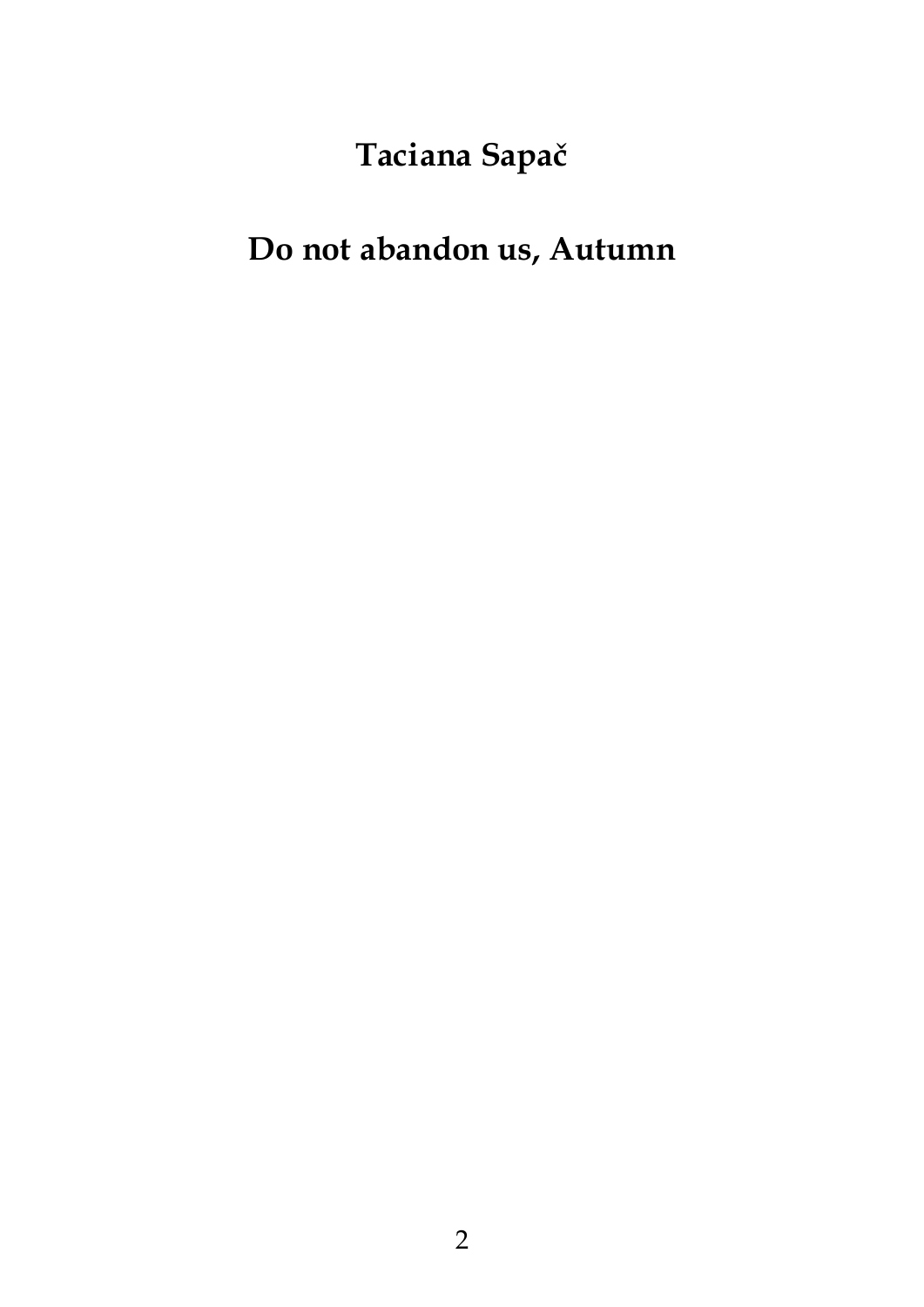**Taciana Sapač**

# Do not abandon us, Autumn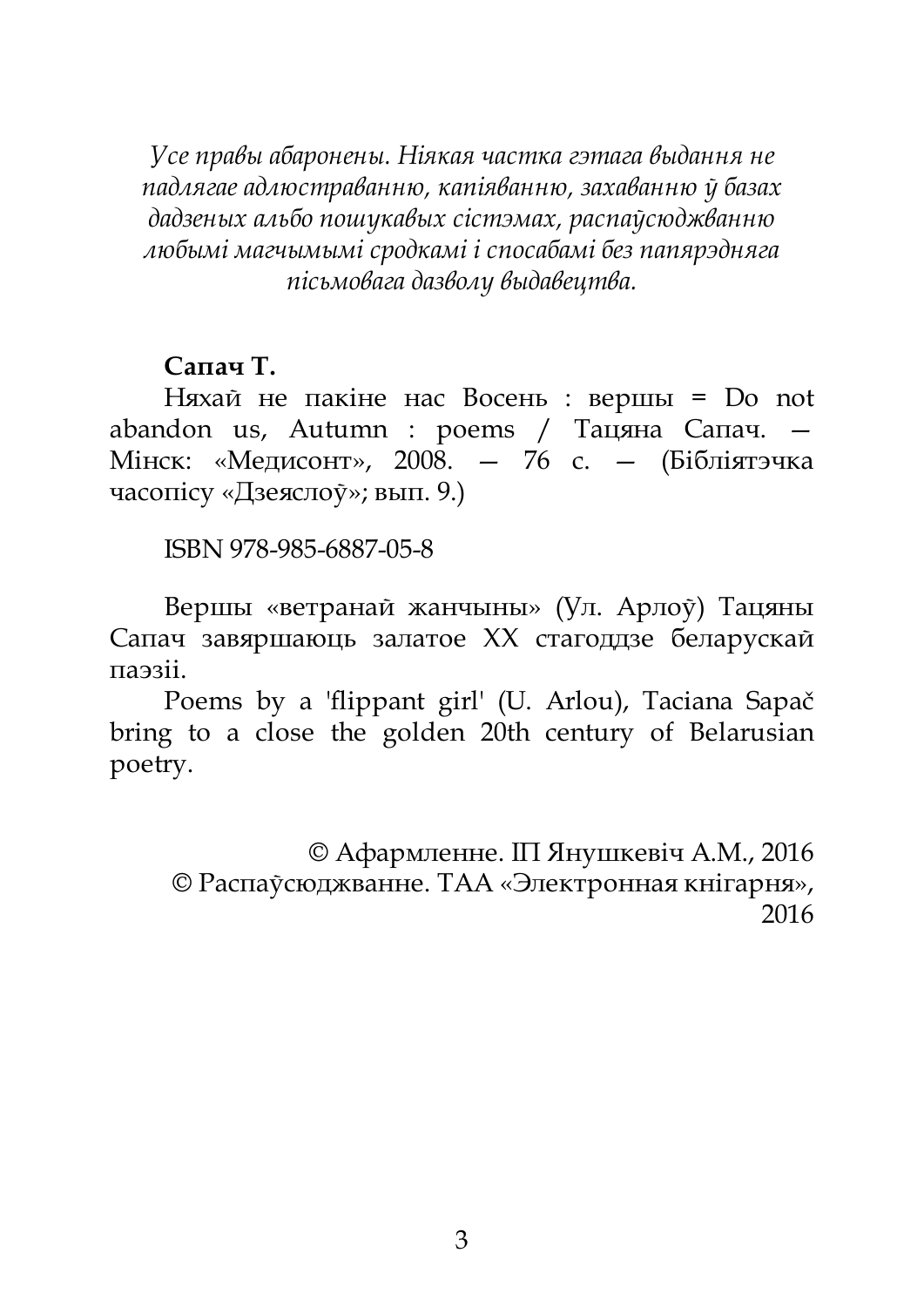*Усе правы абаронены. Ніякая частка гэтага выдання не падлягае адлюстраванню, капіяванню, захаванню ў базах дадзеных альбо пошукавых сістэмах, распаўсюджванню любымі магчымымі сродкамі і спосабамі без папярэдняга пісьмовага дазволу выдавецтва.*

**Сапач Т.**

Няхай не пакіне нас Восень : вершы = Do not abandon us, Autumn : poems / Тацяна Сапач. — Мінск: «Медисонт», 2008. — 76 с. — (Бібліятэчка часопісу «Дзеяслоў»; вып. 9.)

ISBN 978-985-6887-05-8

Вершы «ветранай жанчыны» (Ул. Арлоў) Тацяны Сапач завяршаюць залатое XX стагоддзе беларускай паэзіі.

Poems by a 'flippant girl' (U. Arlou), Taciana Sapač bring to a close the golden 20th century of Belarusian poetry.

© Афармленне. ІП Янушкевіч А.М., 2016
© Распаўсюджванне. ТАА «Электронная кнігарня», 2016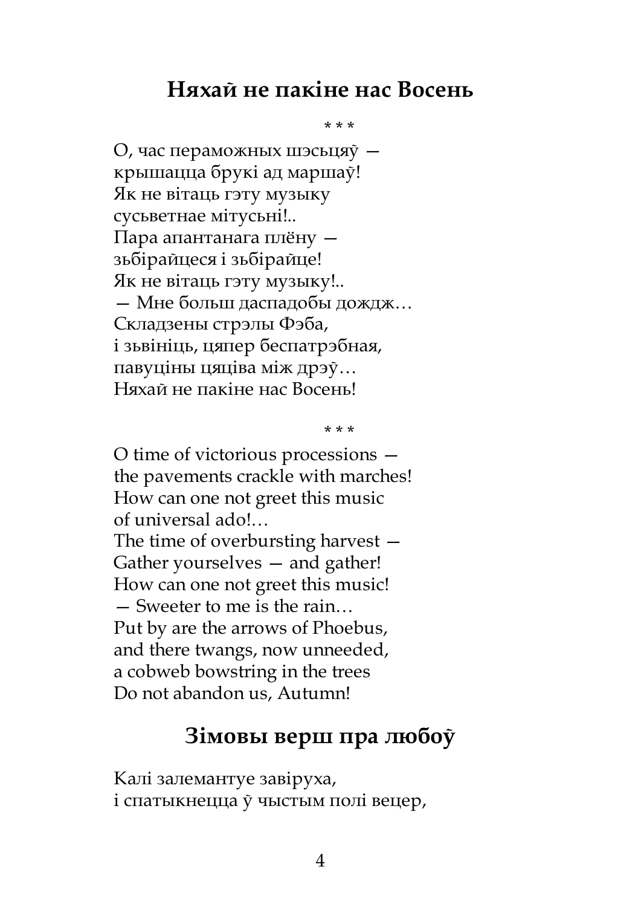## Няхай не пакіне нас Восень

\* \* \*

О, час пераможных шэсьцяў —  
крышацца брукі ад маршаў!  
Як не вітаць гэту музыку  
сусьветнае мітусьні!..  
Пара апантанага плёну —  
зьбірайцеся і зьбірайце!  
Як не вітаць гэту музыку!..  
— Мне больш даспадобы дождж…  
Складзены стрэлы Фэба,  
і зьвініць, цяпер беспатрэбная,  
павуціны цяціва між дрэў…  
Няхай не пакіне нас Восень!

\* \* \*

O time of victorious processions —  
the pavements crackle with marches!  
How can one not greet this music  
of universal ado!…  
The time of overbursting harvest —  
Gather yourselves — and gather!  
How can one not greet this music!  
— Sweeter to me is the rain…  
Put by are the arrows of Phoebus,  
and there twangs, now unneeded,  
a cobweb bowstring in the trees  
Do not abandon us, Autumn!

## Зімовы верш пра любоў

Калі залемантуе завіруха,  
і спатыкнецца ў чыстым полі вецер,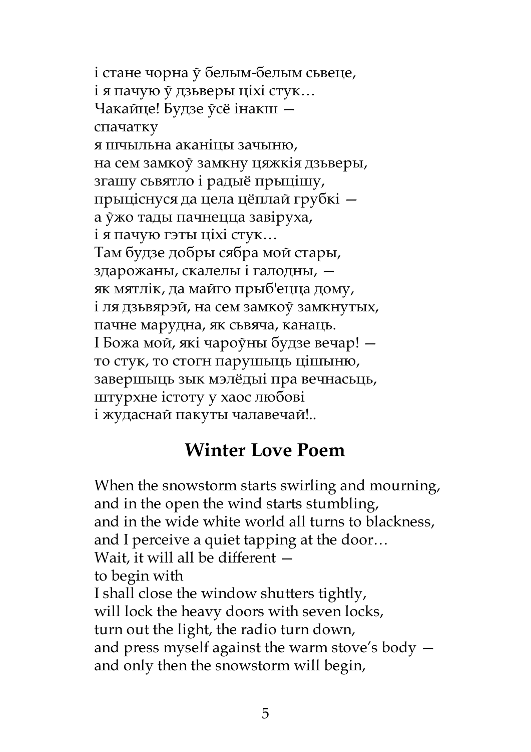і стане чорна ў белым-белым сьвеце,
і я пачую ў дзьверы ціхі стук…
Чакайце! Будзе ўсё інакш —
спачатку
я шчыльна аканіцы зачыню,
на сем замкоў замкну цяжкія дзьверы,
згашу сьвятло і радыё прыцішу,
прыціснуся да цела цёплай грубкі —
а ўжо тады пачнецца завіруха,
і я пачую гэты ціхі стук…
Там будзе добры сябра мой стары,
здарожаны, скалелы і галодны, —
як мятлік, да майго прыб'ецца дому,
і ля дзьвярэй, на сем замкоў замкнутых,
пачне марудна, як сьвяча, канаць.
І Божа мой, які чароўны будзе вечар! —
то стук, то стогн парушыць цішыню,
завершыць зык мэлёдыі пра вечнасьць,
штурхне істоту у хаос любові
і жудаснай пакуты чалавечай!..

## Winter Love Poem

When the snowstorm starts swirling and mourning,
and in the open the wind starts stumbling,
and in the wide white world all turns to blackness,
and I perceive a quiet tapping at the door…
Wait, it will all be different —
to begin with
I shall close the window shutters tightly,
will lock the heavy doors with seven locks,
turn out the light, the radio turn down,
and press myself against the warm stove's body —
and only then the snowstorm will begin,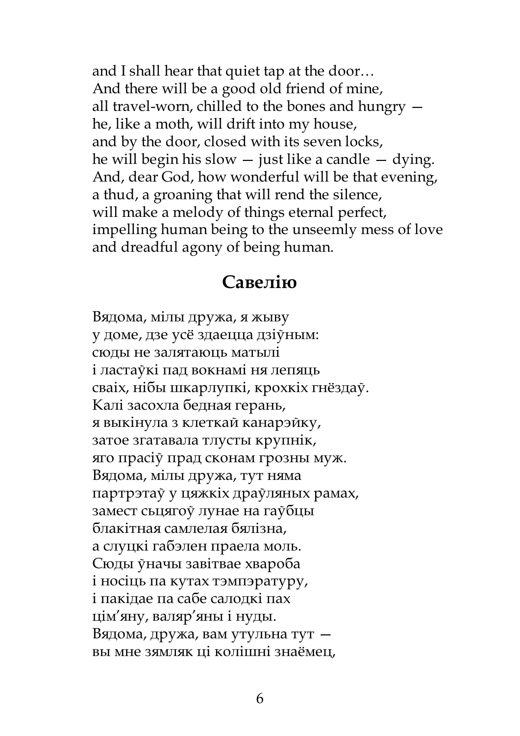and I shall hear that quiet tap at the door…
And there will be a good old friend of mine,
all travel-worn, chilled to the bones and hungry —
he, like a moth, will drift into my house,
and by the door, closed with its seven locks,
he will begin his slow — just like a candle — dying.
And, dear God, how wonderful will be that evening,
a thud, a groaning that will rend the silence,
will make a melody of things eternal perfect,
impelling human being to the unseemly mess of love
and dreadful agony of being human.

## Савелію

Вядома, мілы дружа, я жыву
у доме, дзе усё здаецца дзіўным:
сюды не залятаюць матылі
і ластаўкі пад вокнамі ня лепяць
сваіх, нібы шкарлупкі, крохкіх гнёздаў.
Калі засохла бедная герань,
я выкінула з клеткай канарэйку,
затое згатавала тлусты крупнік,
яго прасіў прад сконам грозны муж.
Вядома, мілы дружа, тут няма
партрэтаў у цяжкіх драўляных рамах,
замест сьцягоў лунае на гаўбцы
блакітная самлелая бялізна,
а слуцкі габэлен праела моль.
Сюды ўначы завітвае хвароба
і носіць па кутах тэмпэратуру,
і пакідае па сабе салодкі пах
цім'яну, валяр'яны і нуды.
Вядома, дружа, вам утульна тут —
вы мне зямляк ці колішні знаёмец,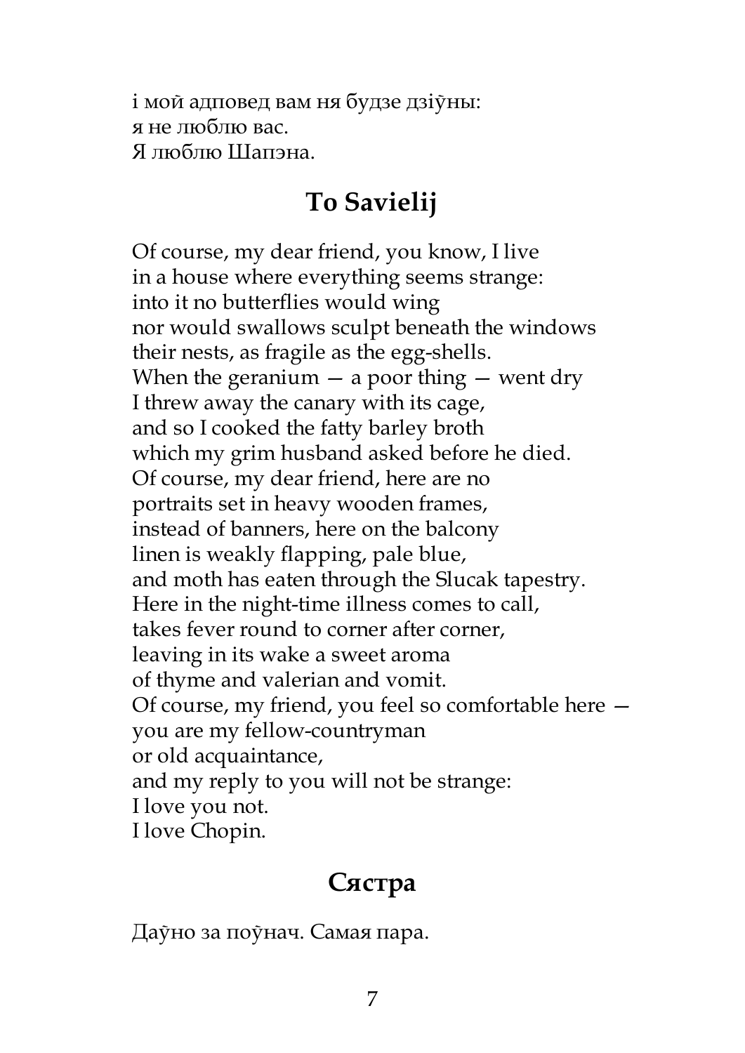і мой адповед вам ня будзе дзіўны:
я не люблю вас.
Я люблю Шапэна.

## To Savielij

Of course, my dear friend, you know, I live
in a house where everything seems strange:
into it no butterflies would wing
nor would swallows sculpt beneath the windows
their nests, as fragile as the egg-shells.
When the geranium — a poor thing — went dry
I threw away the canary with its cage,
and so I cooked the fatty barley broth
which my grim husband asked before he died.
Of course, my dear friend, here are no
portraits set in heavy wooden frames,
instead of banners, here on the balcony
linen is weakly flapping, pale blue,
and moth has eaten through the Slucak tapestry.
Here in the night-time illness comes to call,
takes fever round to corner after corner,
leaving in its wake a sweet aroma
of thyme and valerian and vomit.
Of course, my friend, you feel so comfortable here —
you are my fellow-countryman
or old acquaintance,
and my reply to you will not be strange:
I love you not.
I love Chopin.

## Сястра

Даўно за поўнач. Самая пара.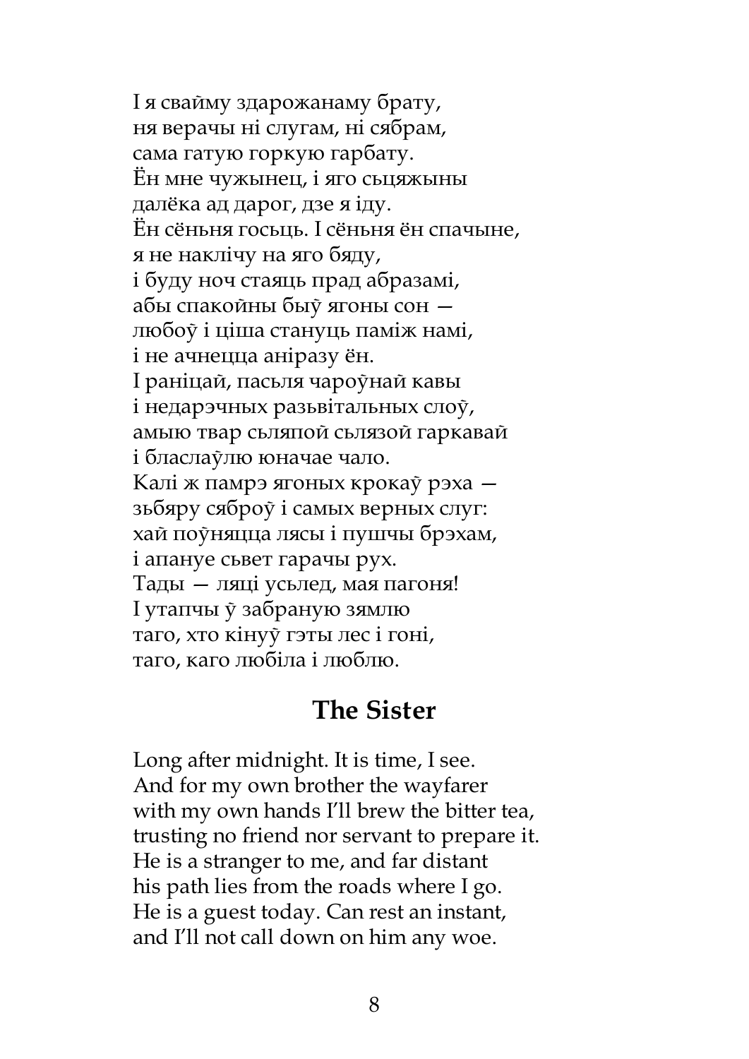І я сваймў здарожанаму брату,
ня верачы ні слугам, ні сябрам,
сама гатую горкую гарбату.
Ён мне чужынец, і яго сьцяжыны
далёка ад дарог, дзе я іду.
Ён сёньня госьць. І сёньня ён спачыне,
я не наклічу на яго бяду,
і буду ноч стаяць прад абразамі,
абы спакойны быў ягоны сон —
любоў і ціша стануць паміж намі,
і не ачнецца аніразу ён.
І раніцай, пасьля чароўнай кавы
і недарэчных разьвітальных слоў,
амыю твар сьляпой сьлязой гаркавай
і бласлаўлю юначае чало.
Калі ж памрэ ягоных крокаў рэха —
зьбяру сяброў і самых верных слуг:
хай поўняцца лясы і пушчы брэхам,
і апануе сьвет гарачы рух.
Тады — ляці усьлед, мая пагоня!
І утапчы ў забраную зямлю
таго, хто кінуў гэты лес і гоні,
таго, каго любіла і люблю.

## The Sister

Long after midnight. It is time, I see.
And for my own brother the wayfarer
with my own hands I'll brew the bitter tea,
trusting no friend nor servant to prepare it.
He is a stranger to me, and far distant
his path lies from the roads where I go.
He is a guest today. Can rest an instant,
and I'll not call down on him any woe.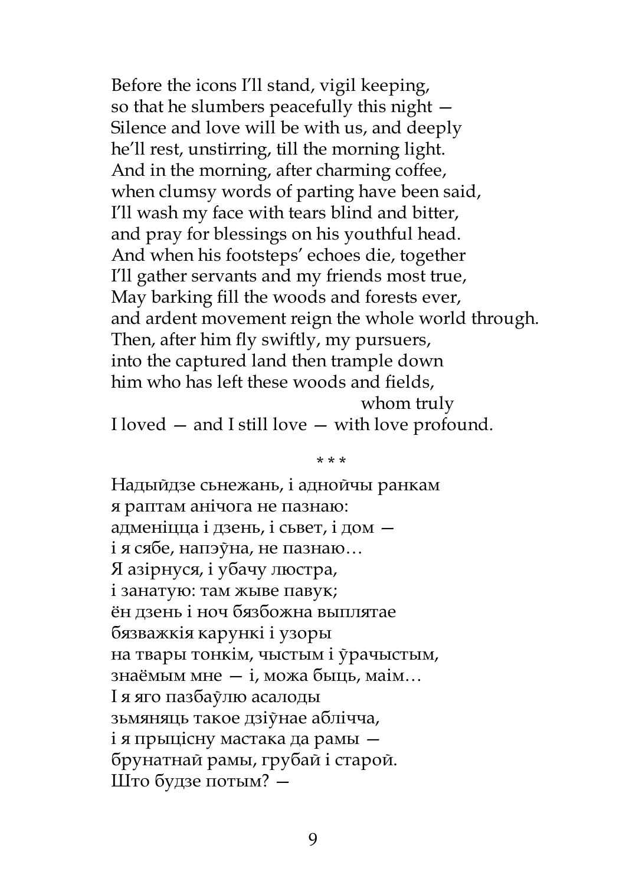Before the icons I'll stand, vigil keeping,
so that he slumbers peacefully this night —
Silence and love will be with us, and deeply
he'll rest, unstirring, till the morning light.
And in the morning, after charming coffee,
when clumsy words of parting have been said,
I'll wash my face with tears blind and bitter,
and pray for blessings on his youthful head.
And when his footsteps' echoes die, together
I'll gather servants and my friends most true,
May barking fill the woods and forests ever,
and ardent movement reign the whole world through.
Then, after him fly swiftly, my pursuers,
into the captured land then trample down
him who has left these woods and fields,
                                        whom truly
I loved — and I still love — with love profound.

\* \* \*

Надыйдзе сьнежань, і аднойчы ранкам
я раптам анічога не пазнаю:
адменіцца і дзень, і сьвет, і дом —
і я сябе, напэўна, не пазнаю…
Я азірнуся, і убачу люстра,
і занатую: там жыве павук;
ён дзень і ноч бязбожна выплятае
бязважкія карункі і узоры
на твары тонкім, чыстым і ўрачыстым,
знаёмым мне — і, можа быць, маім…
І я яго пазбаўлю асалоды
зьмяняць такое дзіўнае аблічча,
і я прыцісну мастака да рамы —
брунатнай рамы, грубай і старой.
Што будзе потым? —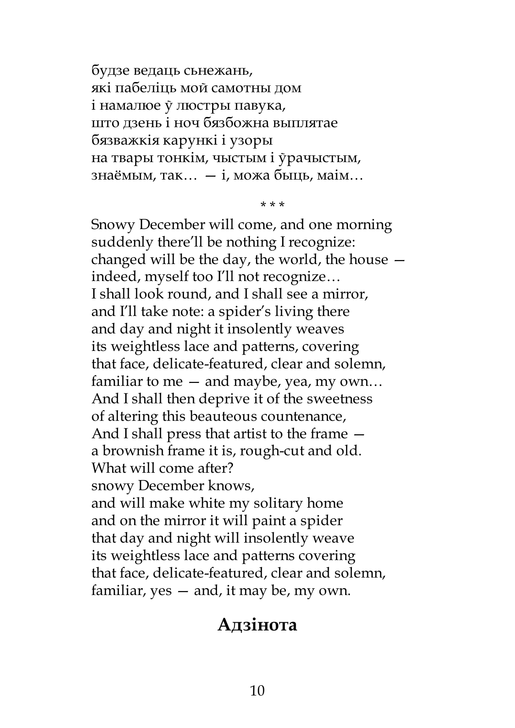будзе ведаць сьнежань,  
які пабеліць мой самотны дом  
і намалюе ў люстры павука,  
што дзень і ноч бязбожна выплятае  
бязважкія карункі і узоры  
на твары тонкім, чыстым і ўрачыстым,  
знаёмым, так… — і, можа быць, маім…

\* \* \*

Snowy December will come, and one morning  
suddenly there'll be nothing I recognize:  
changed will be the day, the world, the house —  
indeed, myself too I'll not recognize…  
I shall look round, and I shall see a mirror,  
and I'll take note: a spider's living there  
and day and night it insolently weaves  
its weightless lace and patterns, covering  
that face, delicate-featured, clear and solemn,  
familiar to me — and maybe, yea, my own…  
And I shall then deprive it of the sweetness  
of altering this beauteous countenance,  
And I shall press that artist to the frame —  
a brownish frame it is, rough-cut and old.  
What will come after?  
snowy December knows,  
and will make white my solitary home  
and on the mirror it will paint a spider  
that day and night will insolently weave  
its weightless lace and patterns covering  
that face, delicate-featured, clear and solemn,  
familiar, yes — and, it may be, my own.

## Адзінота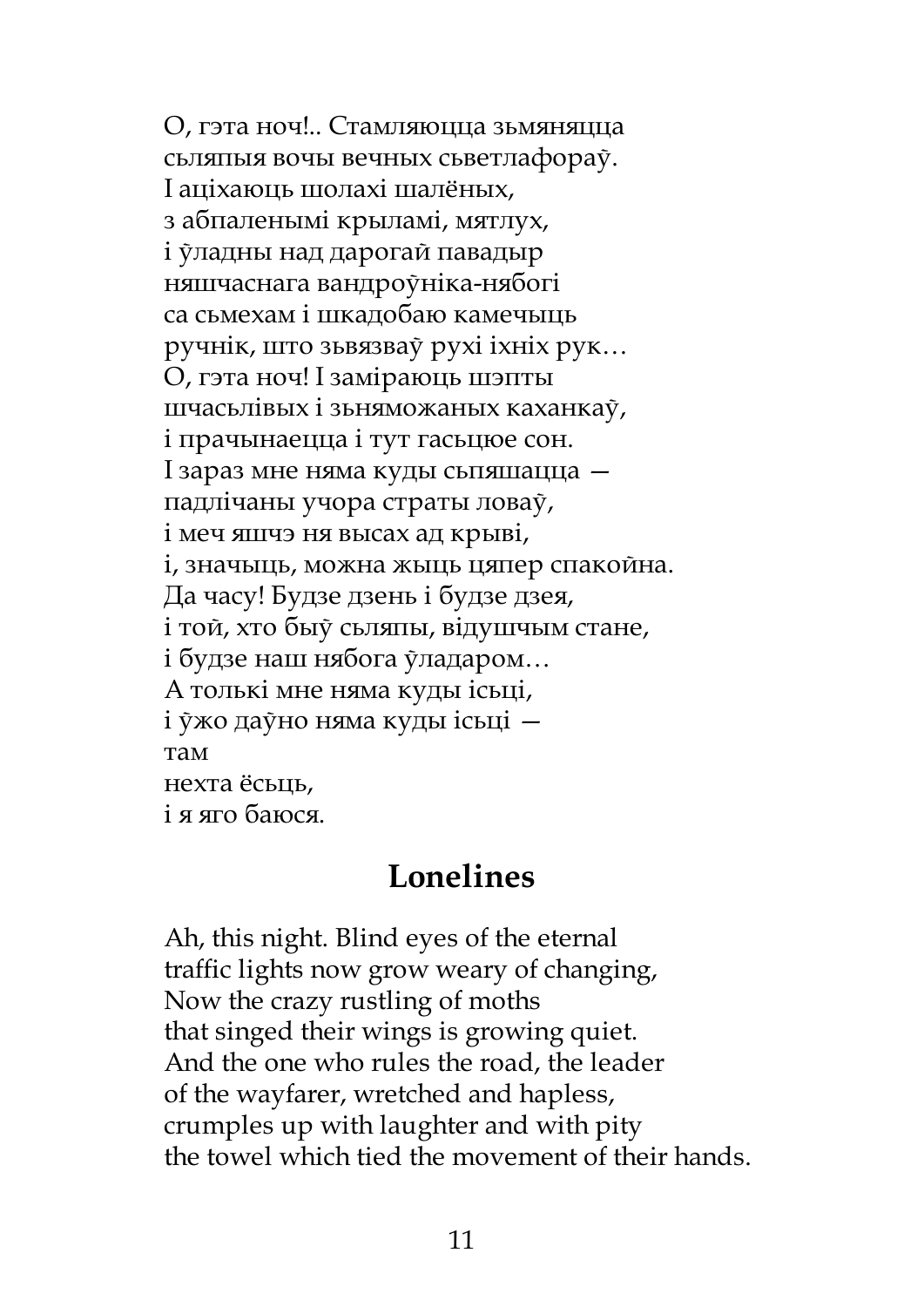О, гэта ноч!.. Стамляюцца зьмяняцца
сьляпыя вочы вечных сьветлафораў.
І аціхаюць шолахі шалёных,
з абпаленымі крыламі, мятлух,
і ўладны над дарогай павадыр
няшчаснага вандроўніка-нябогі
са сьмехам і шкадобаю камечыць
ручнік, што зьвязваў рухі іхніх рук…
О, гэта ноч! І заміраюць шэпты
шчасьлівых і зьняможаных каханкаў,
і прачынаецца і тут гасьцюе сон.
І зараз мне няма куды сьпяшацца —
падлічаны учора страты ловаў,
і меч яшчэ ня высах ад крыві,
і, значыць, можна жыць цяпер спакойна.
Да часу! Будзе дзень і будзе дзея,
і той, хто быў сьляпы, відушчым стане,
і будзе наш нябога ўладаром…
А толькі мне няма куды ісьці,
і ўжо даўно няма куды ісьці —
там
нехта ёсьць,
і я яго баюся.

## Lonelines

Ah, this night. Blind eyes of the eternal
traffic lights now grow weary of changing,
Now the crazy rustling of moths
that singed their wings is growing quiet.
And the one who rules the road, the leader
of the wayfarer, wretched and hapless,
crumples up with laughter and with pity
the towel which tied the movement of their hands.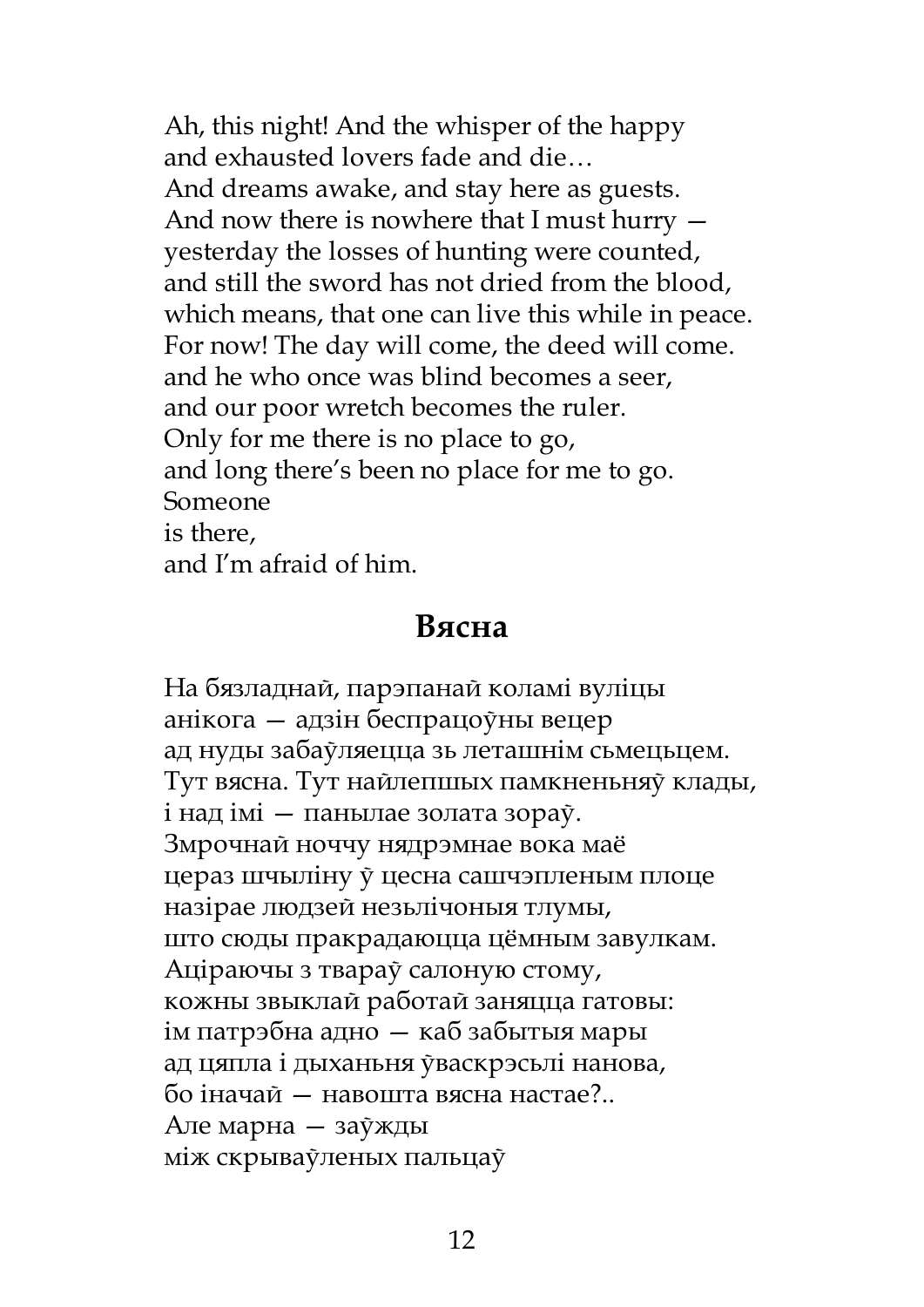Ah, this night! And the whisper of the happy  
and exhausted lovers fade and die…  
And dreams awake, and stay here as guests.  
And now there is nowhere that I must hurry —  
yesterday the losses of hunting were counted,  
and still the sword has not dried from the blood,  
which means, that one can live this while in peace.  
For now! The day will come, the deed will come.  
and he who once was blind becomes a seer,  
and our poor wretch becomes the ruler.  
Only for me there is no place to go,  
and long there's been no place for me to go.  
Someone  
is there,  
and I'm afraid of him.

## Вясна

На бязладнай, парэпанай коламі вуліцы  
анікога — адзін беспрацоўны вецер  
ад нуды забаўляецца зь леташнім сьмецьцем.  
Тут вясна. Тут найлепшых памкненьняў клады,  
і над імі — панылае золата зораў.  
Змрочнай ноччу нядрэмнае вока маё  
цераз шчыліну ў цесна сашчэпленым плоце  
назірае людзей незьлічоныя тлумы,  
што сюды пракрадаюцца цёмным завулкам.  
Аціраючы з твараў салоную стому,  
кожны звыклай работай заняцца гатовы:  
ім патрэбна адно — каб забытыя мары  
ад цяпла і дыханьня ўваскрэсьлі нанова,  
бо іначай — навошта вясна настае?..  
Але марна — заўжды  
між скрываўленых пальцаў